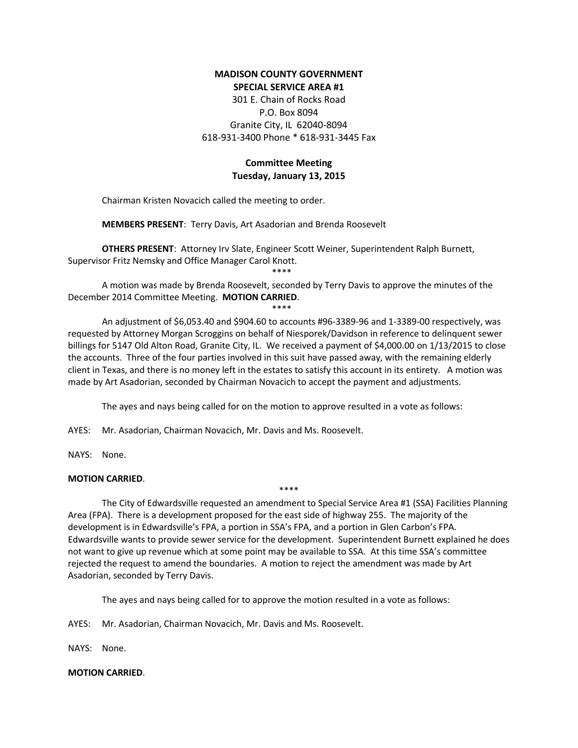**MADISON COUNTY GOVERNMENT**
**SPECIAL SERVICE AREA #1**
301 E. Chain of Rocks Road
P.O. Box 8094
Granite City, IL 62040-8094
618-931-3400 Phone * 618-931-3445 Fax

**Committee Meeting**
**Tuesday, January 13, 2015**

Chairman Kristen Novacich called the meeting to order.

**MEMBERS PRESENT**: Terry Davis, Art Asadorian and Brenda Roosevelt

**OTHERS PRESENT**: Attorney Irv Slate, Engineer Scott Weiner, Superintendent Ralph Burnett, Supervisor Fritz Nemsky and Office Manager Carol Knott.

****

A motion was made by Brenda Roosevelt, seconded by Terry Davis to approve the minutes of the December 2014 Committee Meeting. **MOTION CARRIED**.

****

An adjustment of $6,053.40 and $904.60 to accounts #96-3389-96 and 1-3389-00 respectively, was requested by Attorney Morgan Scroggins on behalf of Niesporek/Davidson in reference to delinquent sewer billings for 5147 Old Alton Road, Granite City, IL. We received a payment of $4,000.00 on 1/13/2015 to close the accounts. Three of the four parties involved in this suit have passed away, with the remaining elderly client in Texas, and there is no money left in the estates to satisfy this account in its entirety. A motion was made by Art Asadorian, seconded by Chairman Novacich to accept the payment and adjustments.

The ayes and nays being called for on the motion to approve resulted in a vote as follows:

AYES: Mr. Asadorian, Chairman Novacich, Mr. Davis and Ms. Roosevelt.

NAYS: None.

**MOTION CARRIED**.

****

The City of Edwardsville requested an amendment to Special Service Area #1 (SSA) Facilities Planning Area (FPA). There is a development proposed for the east side of highway 255. The majority of the development is in Edwardsville's FPA, a portion in SSA's FPA, and a portion in Glen Carbon's FPA. Edwardsville wants to provide sewer service for the development. Superintendent Burnett explained he does not want to give up revenue which at some point may be available to SSA. At this time SSA's committee rejected the request to amend the boundaries. A motion to reject the amendment was made by Art Asadorian, seconded by Terry Davis.

The ayes and nays being called for to approve the motion resulted in a vote as follows:

AYES: Mr. Asadorian, Chairman Novacich, Mr. Davis and Ms. Roosevelt.

NAYS: None.

**MOTION CARRIED**.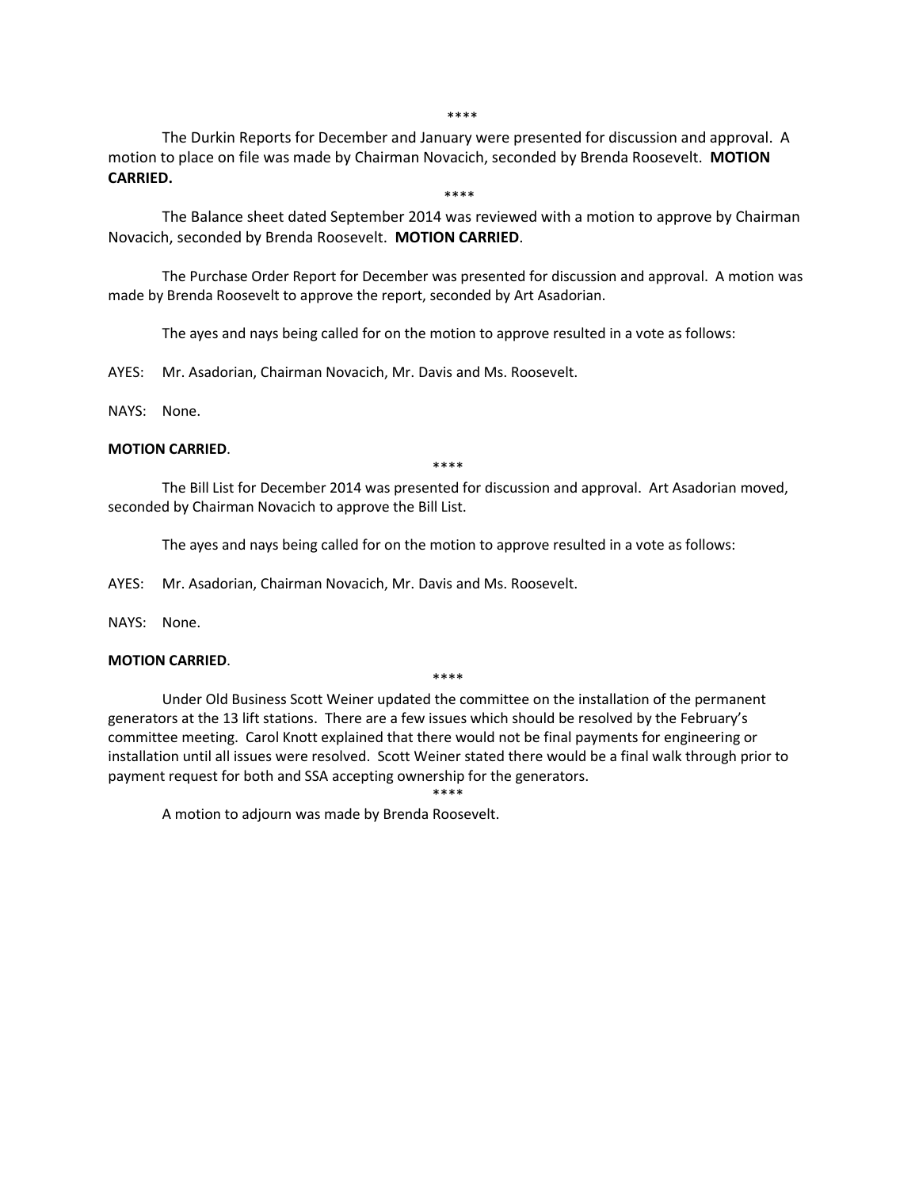\*\*\*\*

The Durkin Reports for December and January were presented for discussion and approval. A motion to place on file was made by Chairman Novacich, seconded by Brenda Roosevelt. **MOTION CARRIED.**

\*\*\*\*

The Balance sheet dated September 2014 was reviewed with a motion to approve by Chairman Novacich, seconded by Brenda Roosevelt. **MOTION CARRIED**.

The Purchase Order Report for December was presented for discussion and approval. A motion was made by Brenda Roosevelt to approve the report, seconded by Art Asadorian.

The ayes and nays being called for on the motion to approve resulted in a vote as follows:

AYES: Mr. Asadorian, Chairman Novacich, Mr. Davis and Ms. Roosevelt.

NAYS: None.

**MOTION CARRIED**.

\*\*\*\*

The Bill List for December 2014 was presented for discussion and approval. Art Asadorian moved, seconded by Chairman Novacich to approve the Bill List.

The ayes and nays being called for on the motion to approve resulted in a vote as follows:

AYES: Mr. Asadorian, Chairman Novacich, Mr. Davis and Ms. Roosevelt.

NAYS: None.

**MOTION CARRIED**.

\*\*\*\*

Under Old Business Scott Weiner updated the committee on the installation of the permanent generators at the 13 lift stations. There are a few issues which should be resolved by the February's committee meeting. Carol Knott explained that there would not be final payments for engineering or installation until all issues were resolved. Scott Weiner stated there would be a final walk through prior to payment request for both and SSA accepting ownership for the generators.

\*\*\*\*

A motion to adjourn was made by Brenda Roosevelt.